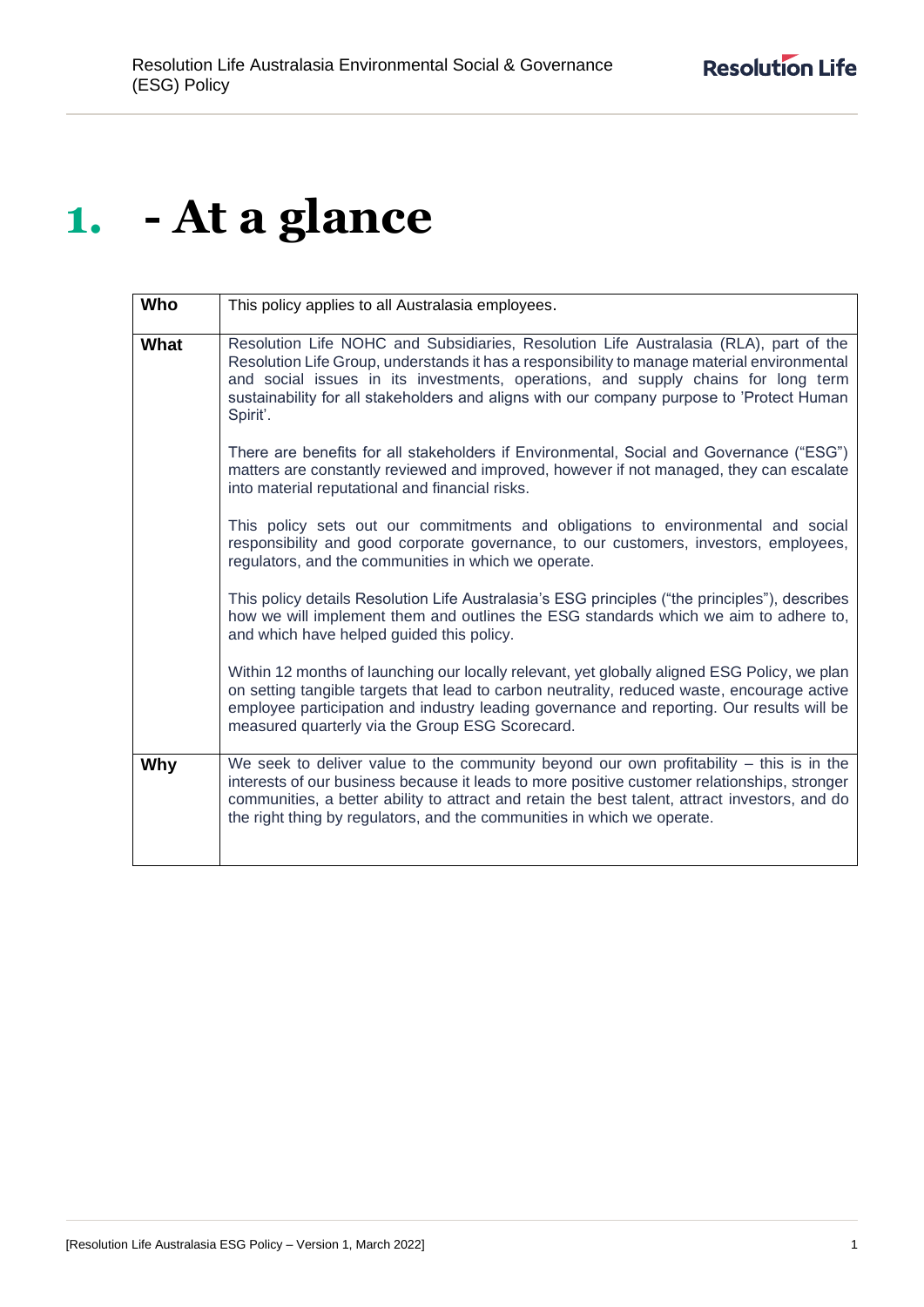# 1. - At a glance

| | |
|---|---|
| **Who** | This policy applies to all Australasia employees. |
| **What** | Resolution Life NOHC and Subsidiaries, Resolution Life Australasia (RLA), part of the Resolution Life Group, understands it has a responsibility to manage material environmental and social issues in its investments, operations, and supply chains for long term sustainability for all stakeholders and aligns with our company purpose to 'Protect Human Spirit'.<br><br>There are benefits for all stakeholders if Environmental, Social and Governance ("ESG") matters are constantly reviewed and improved, however if not managed, they can escalate into material reputational and financial risks.<br><br>This policy sets out our commitments and obligations to environmental and social responsibility and good corporate governance, to our customers, investors, employees, regulators, and the communities in which we operate.<br><br>This policy details Resolution Life Australasia's ESG principles ("the principles"), describes how we will implement them and outlines the ESG standards which we aim to adhere to, and which have helped guided this policy.<br><br>Within 12 months of launching our locally relevant, yet globally aligned ESG Policy, we plan on setting tangible targets that lead to carbon neutrality, reduced waste, encourage active employee participation and industry leading governance and reporting. Our results will be measured quarterly via the Group ESG Scorecard. |
| **Why** | We seek to deliver value to the community beyond our own profitability – this is in the interests of our business because it leads to more positive customer relationships, stronger communities, a better ability to attract and retain the best talent, attract investors, and do the right thing by regulators, and the communities in which we operate. |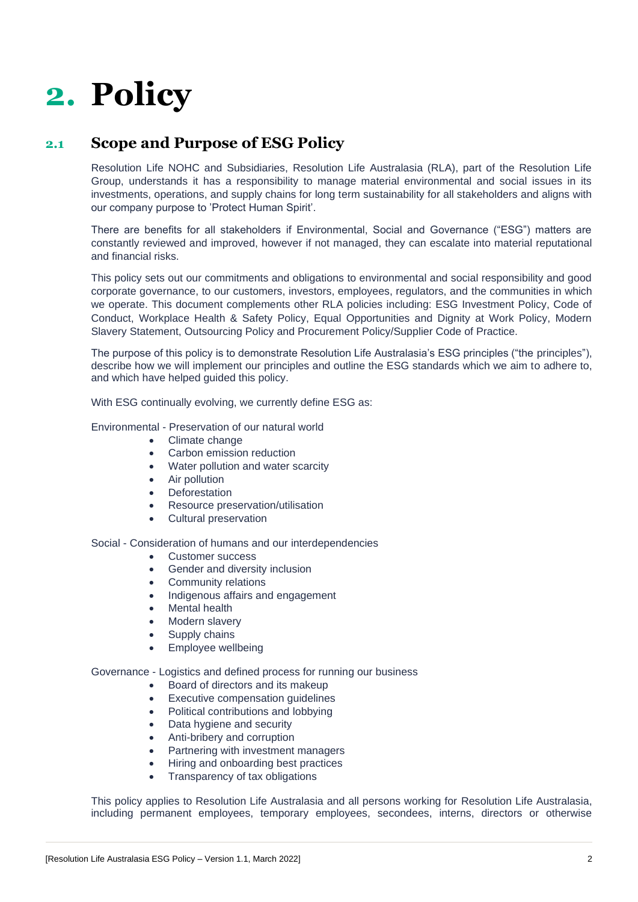# 2. Policy

## 2.1 Scope and Purpose of ESG Policy

Resolution Life NOHC and Subsidiaries, Resolution Life Australasia (RLA), part of the Resolution Life Group, understands it has a responsibility to manage material environmental and social issues in its investments, operations, and supply chains for long term sustainability for all stakeholders and aligns with our company purpose to 'Protect Human Spirit'.

There are benefits for all stakeholders if Environmental, Social and Governance ("ESG") matters are constantly reviewed and improved, however if not managed, they can escalate into material reputational and financial risks.

This policy sets out our commitments and obligations to environmental and social responsibility and good corporate governance, to our customers, investors, employees, regulators, and the communities in which we operate. This document complements other RLA policies including: ESG Investment Policy, Code of Conduct, Workplace Health & Safety Policy, Equal Opportunities and Dignity at Work Policy, Modern Slavery Statement, Outsourcing Policy and Procurement Policy/Supplier Code of Practice.

The purpose of this policy is to demonstrate Resolution Life Australasia's ESG principles ("the principles"), describe how we will implement our principles and outline the ESG standards which we aim to adhere to, and which have helped guided this policy.

With ESG continually evolving, we currently define ESG as:

Environmental - Preservation of our natural world

- Climate change
- Carbon emission reduction
- Water pollution and water scarcity
- Air pollution
- Deforestation
- Resource preservation/utilisation
- Cultural preservation

Social - Consideration of humans and our interdependencies

- Customer success
- Gender and diversity inclusion
- Community relations
- Indigenous affairs and engagement
- Mental health
- Modern slavery
- Supply chains
- Employee wellbeing

Governance - Logistics and defined process for running our business

- Board of directors and its makeup
- Executive compensation guidelines
- Political contributions and lobbying
- Data hygiene and security
- Anti-bribery and corruption
- Partnering with investment managers
- Hiring and onboarding best practices
- Transparency of tax obligations

This policy applies to Resolution Life Australasia and all persons working for Resolution Life Australasia, including permanent employees, temporary employees, secondees, interns, directors or otherwise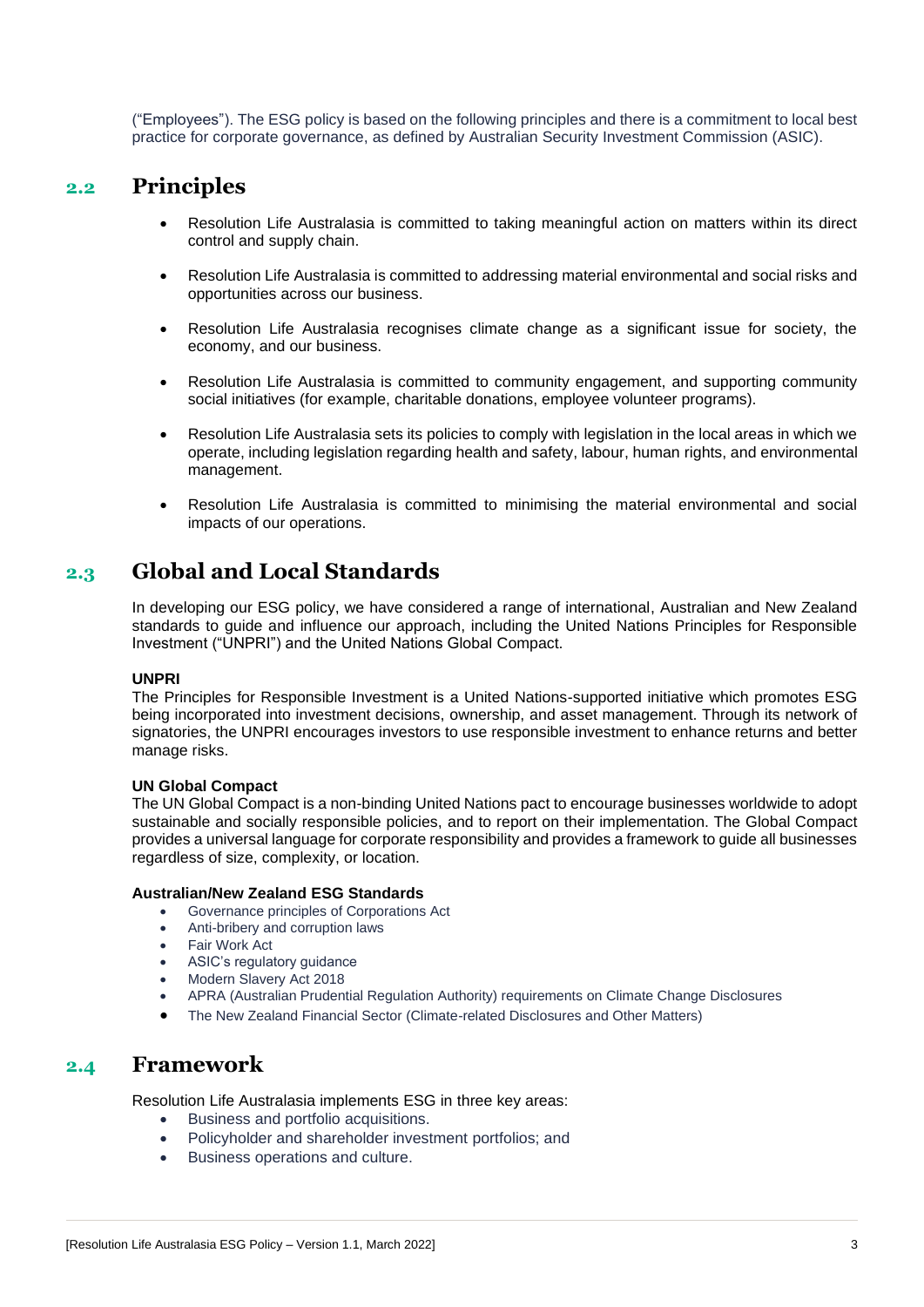("Employees"). The ESG policy is based on the following principles and there is a commitment to local best practice for corporate governance, as defined by Australian Security Investment Commission (ASIC).

## 2.2 Principles

- Resolution Life Australasia is committed to taking meaningful action on matters within its direct control and supply chain.
- Resolution Life Australasia is committed to addressing material environmental and social risks and opportunities across our business.
- Resolution Life Australasia recognises climate change as a significant issue for society, the economy, and our business.
- Resolution Life Australasia is committed to community engagement, and supporting community social initiatives (for example, charitable donations, employee volunteer programs).
- Resolution Life Australasia sets its policies to comply with legislation in the local areas in which we operate, including legislation regarding health and safety, labour, human rights, and environmental management.
- Resolution Life Australasia is committed to minimising the material environmental and social impacts of our operations.

## 2.3 Global and Local Standards

In developing our ESG policy, we have considered a range of international, Australian and New Zealand standards to guide and influence our approach, including the United Nations Principles for Responsible Investment ("UNPRI") and the United Nations Global Compact.

**UNPRI**
The Principles for Responsible Investment is a United Nations-supported initiative which promotes ESG being incorporated into investment decisions, ownership, and asset management. Through its network of signatories, the UNPRI encourages investors to use responsible investment to enhance returns and better manage risks.

**UN Global Compact**
The UN Global Compact is a non-binding United Nations pact to encourage businesses worldwide to adopt sustainable and socially responsible policies, and to report on their implementation. The Global Compact provides a universal language for corporate responsibility and provides a framework to guide all businesses regardless of size, complexity, or location.

**Australian/New Zealand ESG Standards**

- Governance principles of Corporations Act
- Anti-bribery and corruption laws
- Fair Work Act
- ASIC's regulatory guidance
- Modern Slavery Act 2018
- APRA (Australian Prudential Regulation Authority) requirements on Climate Change Disclosures
- The New Zealand Financial Sector (Climate-related Disclosures and Other Matters)

## 2.4 Framework

Resolution Life Australasia implements ESG in three key areas:

- Business and portfolio acquisitions.
- Policyholder and shareholder investment portfolios; and
- Business operations and culture.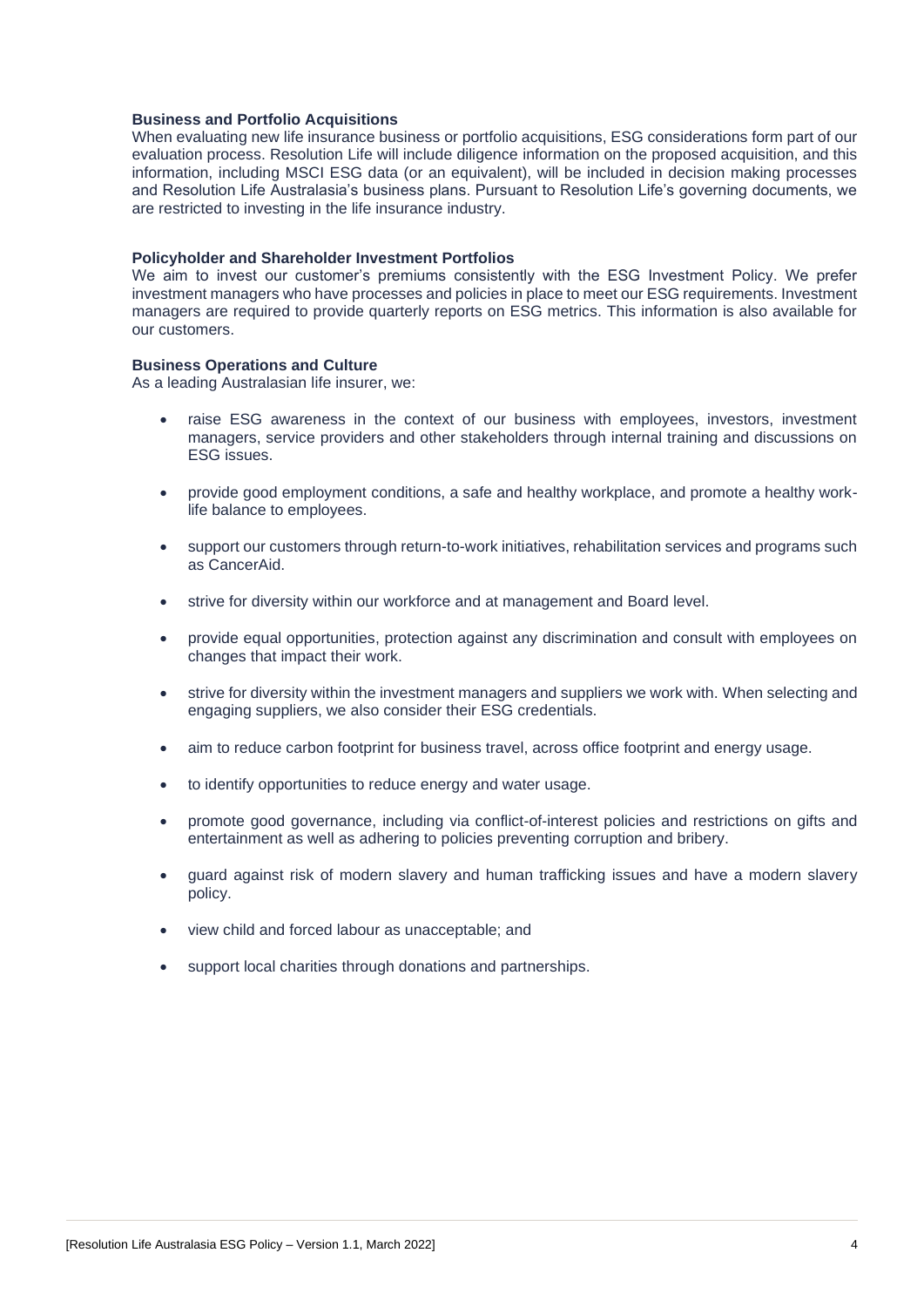**Business and Portfolio Acquisitions**

When evaluating new life insurance business or portfolio acquisitions, ESG considerations form part of our evaluation process. Resolution Life will include diligence information on the proposed acquisition, and this information, including MSCI ESG data (or an equivalent), will be included in decision making processes and Resolution Life Australasia's business plans. Pursuant to Resolution Life's governing documents, we are restricted to investing in the life insurance industry.

**Policyholder and Shareholder Investment Portfolios**

We aim to invest our customer's premiums consistently with the ESG Investment Policy. We prefer investment managers who have processes and policies in place to meet our ESG requirements. Investment managers are required to provide quarterly reports on ESG metrics. This information is also available for our customers.

**Business Operations and Culture**

As a leading Australasian life insurer, we:

- raise ESG awareness in the context of our business with employees, investors, investment managers, service providers and other stakeholders through internal training and discussions on ESG issues.
- provide good employment conditions, a safe and healthy workplace, and promote a healthy work-life balance to employees.
- support our customers through return-to-work initiatives, rehabilitation services and programs such as CancerAid.
- strive for diversity within our workforce and at management and Board level.
- provide equal opportunities, protection against any discrimination and consult with employees on changes that impact their work.
- strive for diversity within the investment managers and suppliers we work with. When selecting and engaging suppliers, we also consider their ESG credentials.
- aim to reduce carbon footprint for business travel, across office footprint and energy usage.
- to identify opportunities to reduce energy and water usage.
- promote good governance, including via conflict-of-interest policies and restrictions on gifts and entertainment as well as adhering to policies preventing corruption and bribery.
- guard against risk of modern slavery and human trafficking issues and have a modern slavery policy.
- view child and forced labour as unacceptable; and
- support local charities through donations and partnerships.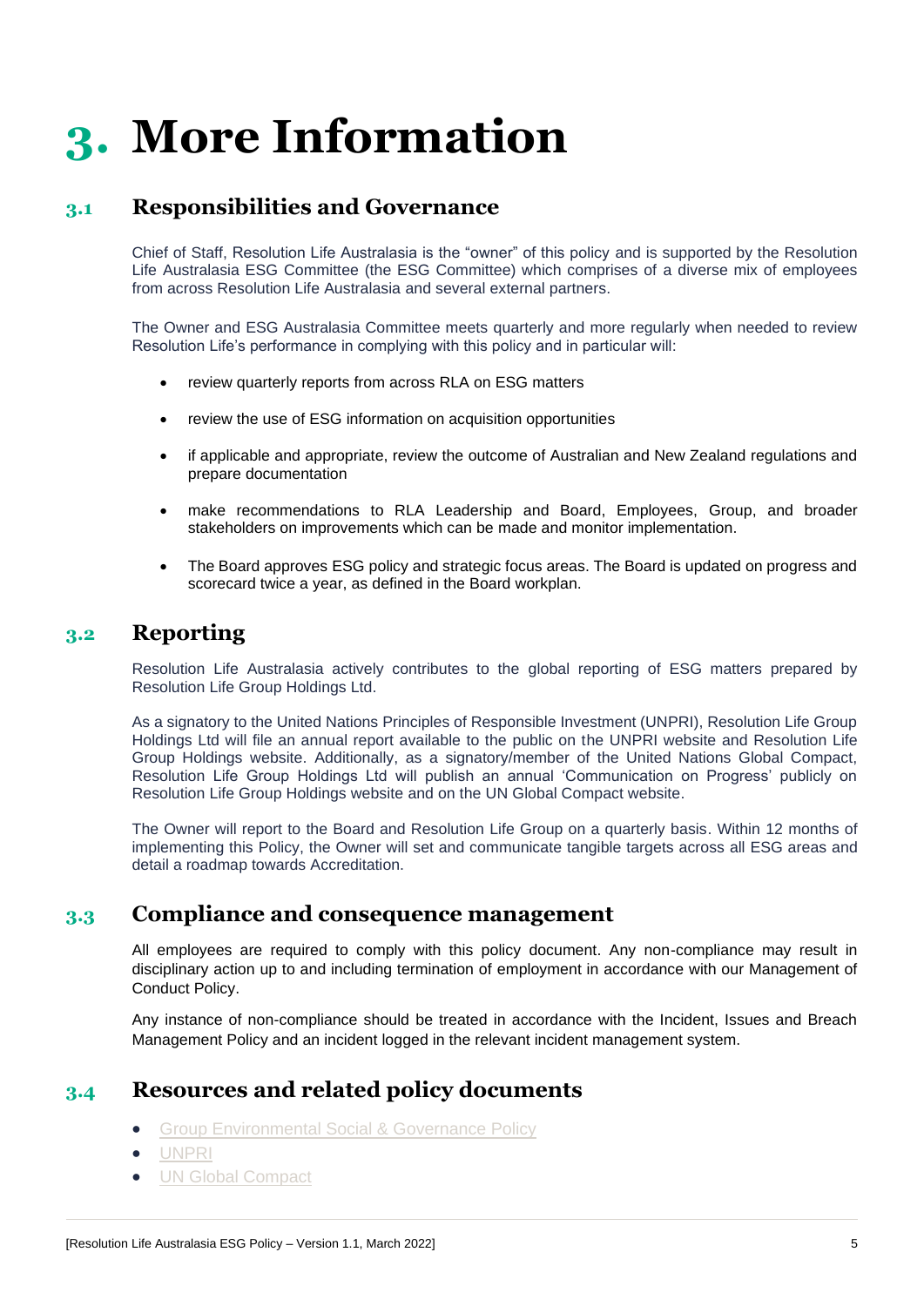# 3. More Information

## 3.1 Responsibilities and Governance

Chief of Staff, Resolution Life Australasia is the "owner" of this policy and is supported by the Resolution Life Australasia ESG Committee (the ESG Committee) which comprises of a diverse mix of employees from across Resolution Life Australasia and several external partners.

The Owner and ESG Australasia Committee meets quarterly and more regularly when needed to review Resolution Life's performance in complying with this policy and in particular will:

- review quarterly reports from across RLA on ESG matters
- review the use of ESG information on acquisition opportunities
- if applicable and appropriate, review the outcome of Australian and New Zealand regulations and prepare documentation
- make recommendations to RLA Leadership and Board, Employees, Group, and broader stakeholders on improvements which can be made and monitor implementation.
- The Board approves ESG policy and strategic focus areas. The Board is updated on progress and scorecard twice a year, as defined in the Board workplan.

## 3.2 Reporting

Resolution Life Australasia actively contributes to the global reporting of ESG matters prepared by Resolution Life Group Holdings Ltd.

As a signatory to the United Nations Principles of Responsible Investment (UNPRI), Resolution Life Group Holdings Ltd will file an annual report available to the public on the UNPRI website and Resolution Life Group Holdings website. Additionally, as a signatory/member of the United Nations Global Compact, Resolution Life Group Holdings Ltd will publish an annual 'Communication on Progress' publicly on Resolution Life Group Holdings website and on the UN Global Compact website.

The Owner will report to the Board and Resolution Life Group on a quarterly basis. Within 12 months of implementing this Policy, the Owner will set and communicate tangible targets across all ESG areas and detail a roadmap towards Accreditation.

## 3.3 Compliance and consequence management

All employees are required to comply with this policy document. Any non-compliance may result in disciplinary action up to and including termination of employment in accordance with our Management of Conduct Policy.

Any instance of non-compliance should be treated in accordance with the Incident, Issues and Breach Management Policy and an incident logged in the relevant incident management system.

## 3.4 Resources and related policy documents

- Group Environmental Social & Governance Policy
- UNPRI
- UN Global Compact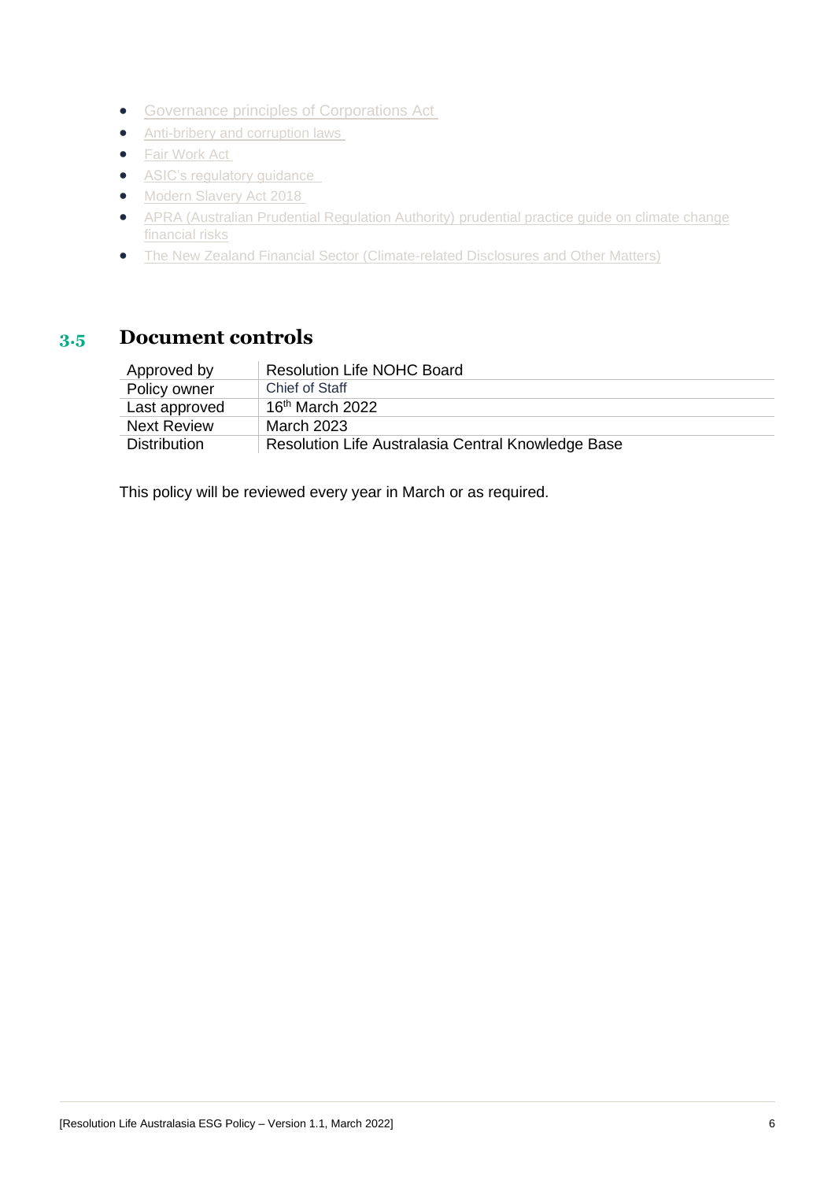- Governance principles of Corporations Act
- Anti-bribery and corruption laws
- Fair Work Act
- ASIC's regulatory guidance
- Modern Slavery Act 2018
- APRA (Australian Prudential Regulation Authority) prudential practice guide on climate change financial risks
- The New Zealand Financial Sector (Climate-related Disclosures and Other Matters)

## 3.5 Document controls

| | |
|---|---|
| Approved by | Resolution Life NOHC Board |
| Policy owner | Chief of Staff |
| Last approved | 16th March 2022 |
| Next Review | March 2023 |
| Distribution | Resolution Life Australasia Central Knowledge Base |

This policy will be reviewed every year in March or as required.